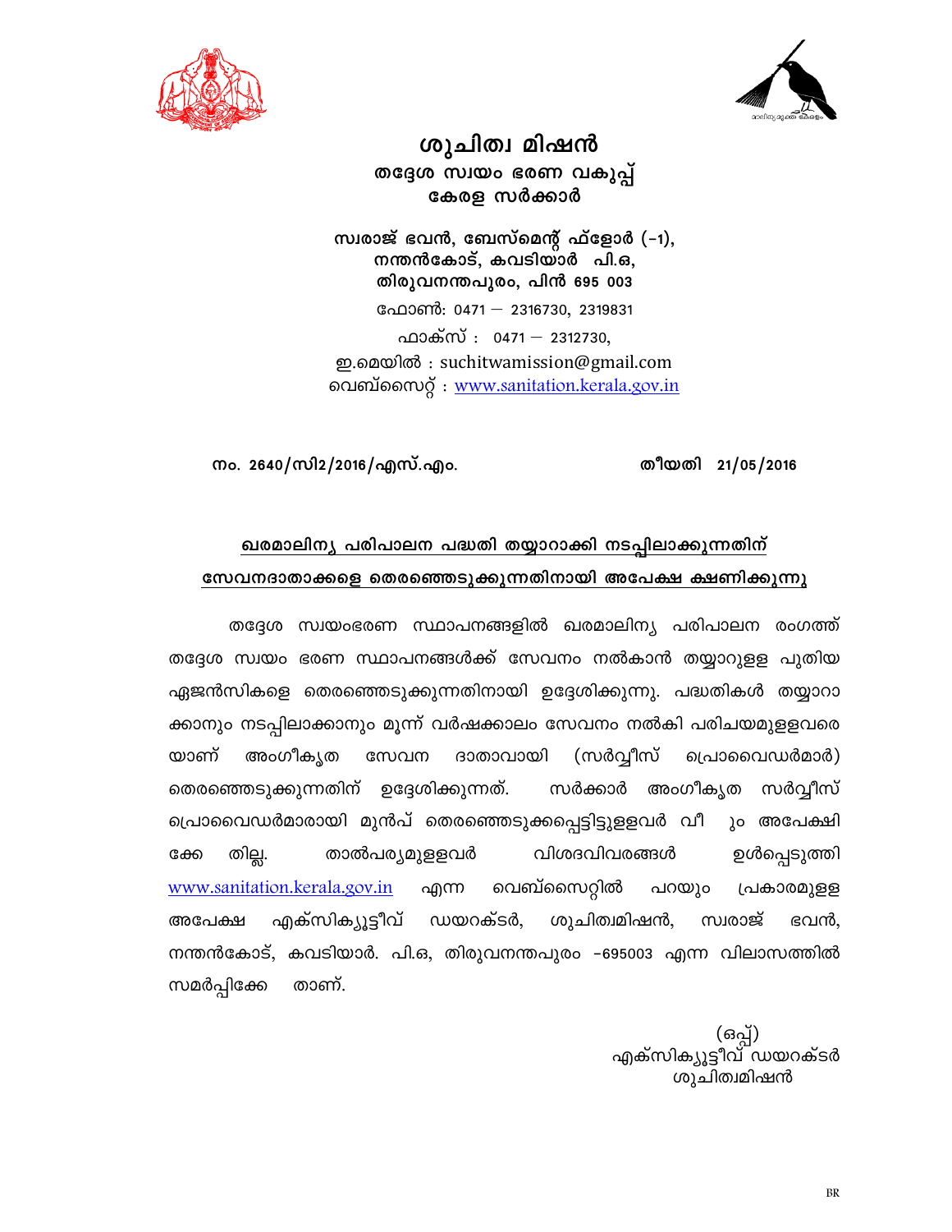# ശുചിത്വ മിഷൻ

**തദ്ദേശ സ്വയം ഭരണ വകുപ്പ്**
**കേരള സർക്കാർ**

**സ്വരാജ് ഭവൻ, ബേസ്മെന്റ് ഫ്ളോർ (-1),**
**നന്തൻകോട്, കവടിയാർ പി.ഒ,**
**തിരുവനന്തപുരം, പിൻ 695 003**

ഫോൺ: 0471 – 2316730, 2319831
ഫാക്സ് : 0471 – 2312730,
ഇ.മെയിൽ : suchitwamission@gmail.com
വെബ്സൈറ്റ് : www.sanitation.kerala.gov.in

**നം. 2640/സി2/2016/എസ്.എം.** **തീയതി 21/05/2016**

**ഖരമാലിന്യ പരിപാലന പദ്ധതി തയ്യാറാക്കി നടപ്പിലാക്കുന്നതിന് സേവനദാതാക്കളെ തെരഞ്ഞെടുക്കുന്നതിനായി അപേക്ഷ ക്ഷണിക്കുന്നു**

തദ്ദേശ സ്വയംഭരണ സ്ഥാപനങ്ങളിൽ ഖരമാലിന്യ പരിപാലന രംഗത്ത് തദ്ദേശ സ്വയം ഭരണ സ്ഥാപനങ്ങൾക്ക് സേവനം നൽകാൻ തയ്യാറുള്ള പുതിയ ഏജൻസികളെ തെരഞ്ഞെടുക്കുന്നതിനായി ഉദ്ദേശിക്കുന്നു. പദ്ധതികൾ തയ്യാറാക്കാനും നടപ്പിലാക്കാനും മൂന്ന് വർഷക്കാലം സേവനം നൽകി പരിചയമുള്ളവരെയാണ് അംഗീകൃത സേവന ദാതാവായി (സർവ്വീസ് പ്രൊവൈഡർമാർ) തെരഞ്ഞെടുക്കുന്നതിന് ഉദ്ദേശിക്കുന്നത്. സർക്കാർ അംഗീകൃത സർവ്വീസ് പ്രൊവൈഡർമാരായി മുൻപ് തെരഞ്ഞെടുക്കപ്പെട്ടിട്ടുള്ളവർ വീ ും അപേക്ഷിക്കേ തില്ല. താൽപര്യമുള്ളവർ വിശദവിവരങ്ങൾ ഉൾപ്പെടുത്തി www.sanitation.kerala.gov.in എന്ന വെബ്സൈറ്റിൽ പറയും പ്രകാരമുള്ള അപേക്ഷ എക്സിക്യൂട്ടീവ് ഡയറക്ടർ, ശുചിത്വമിഷൻ, സ്വരാജ് ഭവൻ, നന്തൻകോട്, കവടിയാർ. പി.ഒ, തിരുവനന്തപുരം -695003 എന്ന വിലാസത്തിൽ സമർപ്പിക്കേ താണ്.

(ഒപ്പ്)
എക്സിക്യൂട്ടീവ് ഡയറക്ടർ
ശുചിത്വമിഷൻ

BR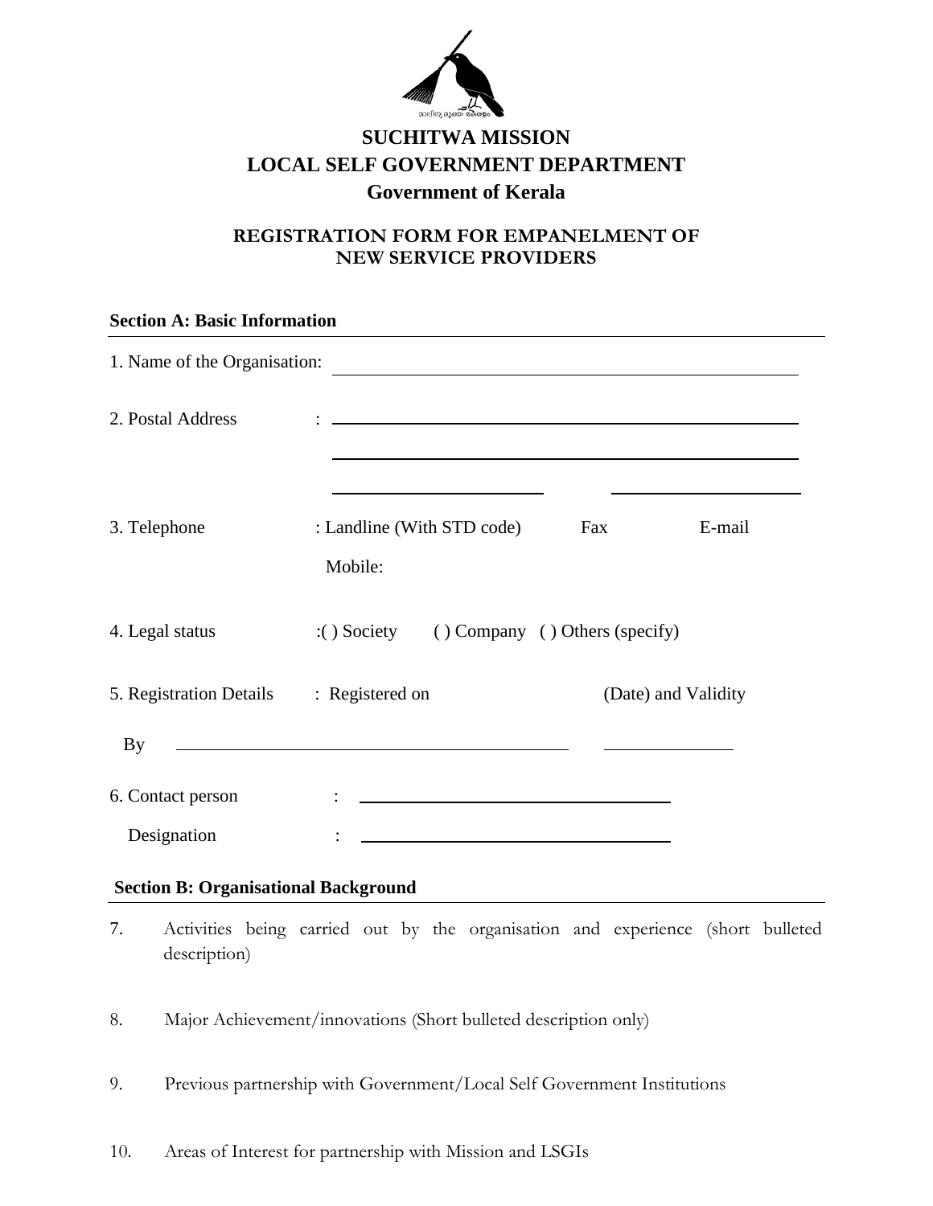**SUCHITWA MISSION**
**LOCAL SELF GOVERNMENT DEPARTMENT**
**Government of Kerala**

## REGISTRATION FORM FOR EMPANELMENT OF NEW SERVICE PROVIDERS

### Section A: Basic Information

1. Name of the Organisation: ______________________________

2. Postal Address : ______________________________
______________________________
______________ ______________

3. Telephone : Landline (With STD code) Fax E-mail
Mobile:

4. Legal status :( ) Society ( ) Company ( ) Others (specify)

5. Registration Details : Registered on (Date) and Validity
By ______________________________ ______________

6. Contact person : ______________________________
Designation : ______________________________

### Section B: Organisational Background

7. Activities being carried out by the organisation and experience (short bulleted description)

8. Major Achievement/innovations (Short bulleted description only)

9. Previous partnership with Government/Local Self Government Institutions

10. Areas of Interest for partnership with Mission and LSGIs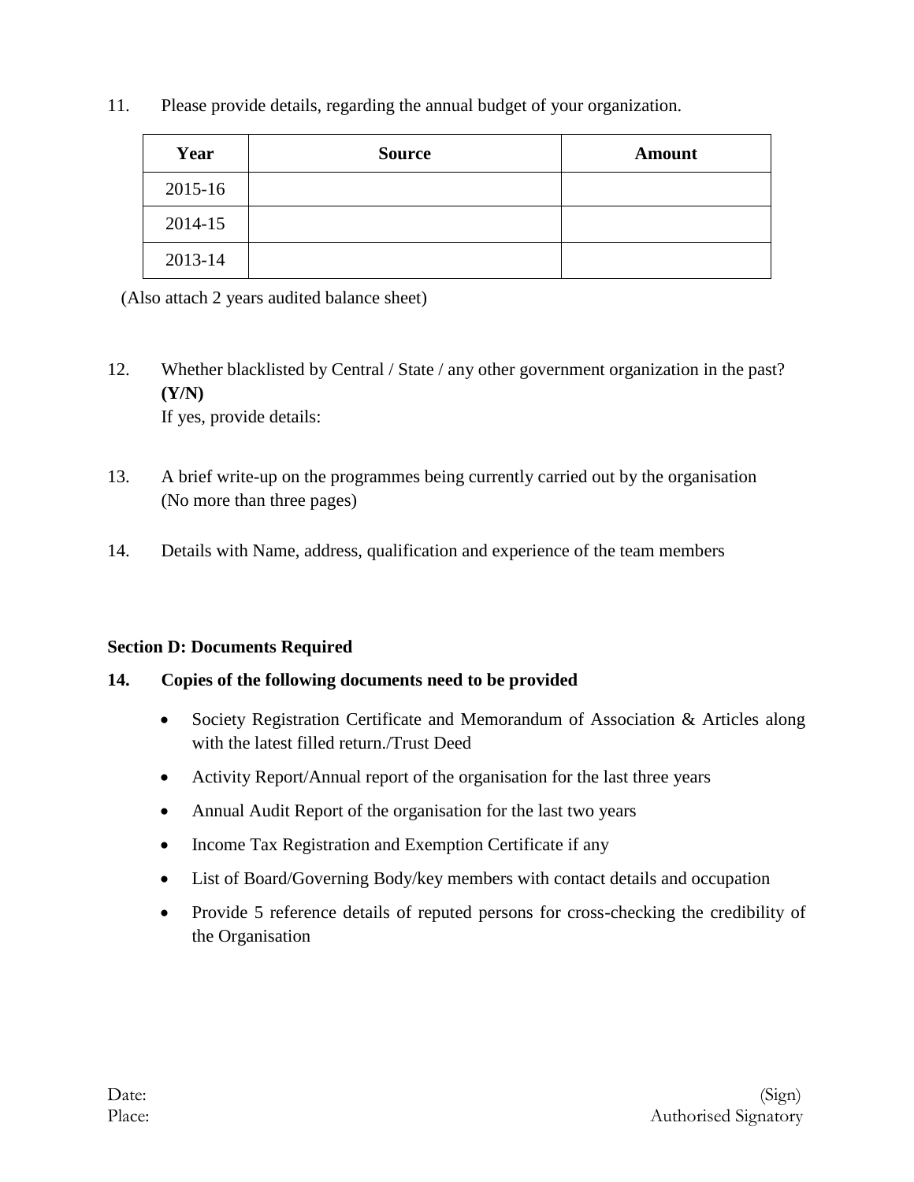11. Please provide details, regarding the annual budget of your organization.

| Year | Source | Amount |
|---|---|---|
| 2015-16 | | |
| 2014-15 | | |
| 2013-14 | | |

(Also attach 2 years audited balance sheet)

12. Whether blacklisted by Central / State / any other government organization in the past? **(Y/N)**
    If yes, provide details:

13. A brief write-up on the programmes being currently carried out by the organisation (No more than three pages)

14. Details with Name, address, qualification and experience of the team members

**Section D: Documents Required**

**14. Copies of the following documents need to be provided**

- Society Registration Certificate and Memorandum of Association & Articles along with the latest filled return./Trust Deed
- Activity Report/Annual report of the organisation for the last three years
- Annual Audit Report of the organisation for the last two years
- Income Tax Registration and Exemption Certificate if any
- List of Board/Governing Body/key members with contact details and occupation
- Provide 5 reference details of reputed persons for cross-checking the credibility of the Organisation

Date: (Sign)
Place: Authorised Signatory